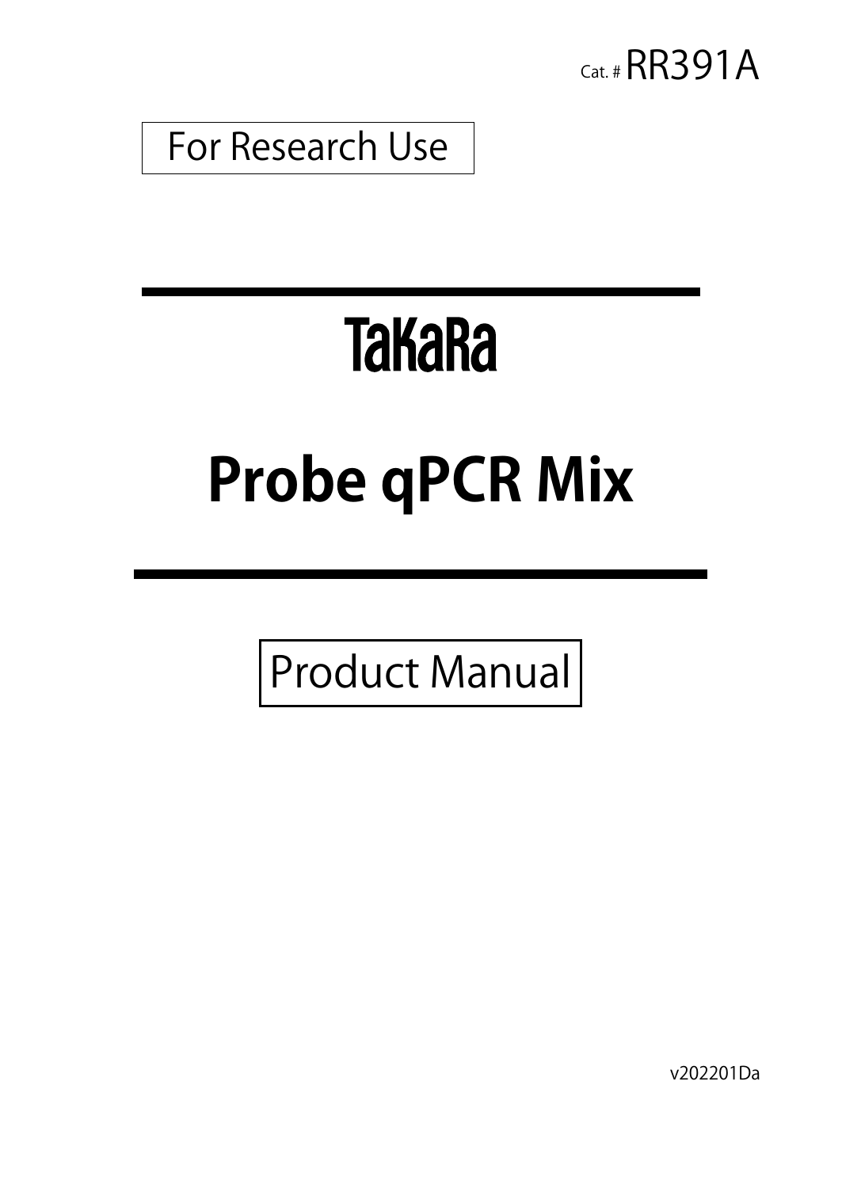Cat. # RR391A

For Research Use

# TaKaRa

# Probe qPCR Mix

Product Manual

v202201Da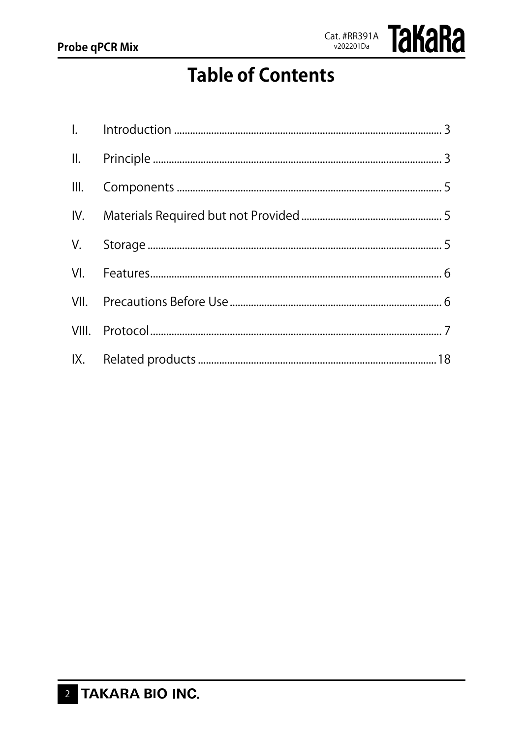# Table of Contents

| | | |
|---|---|---|
| I. | Introduction | 3 |
| II. | Principle | 3 |
| III. | Components | 5 |
| IV. | Materials Required but not Provided | 5 |
| V. | Storage | 5 |
| VI. | Features | 6 |
| VII. | Precautions Before Use | 6 |
| VIII. | Protocol | 7 |
| IX. | Related products | 18 |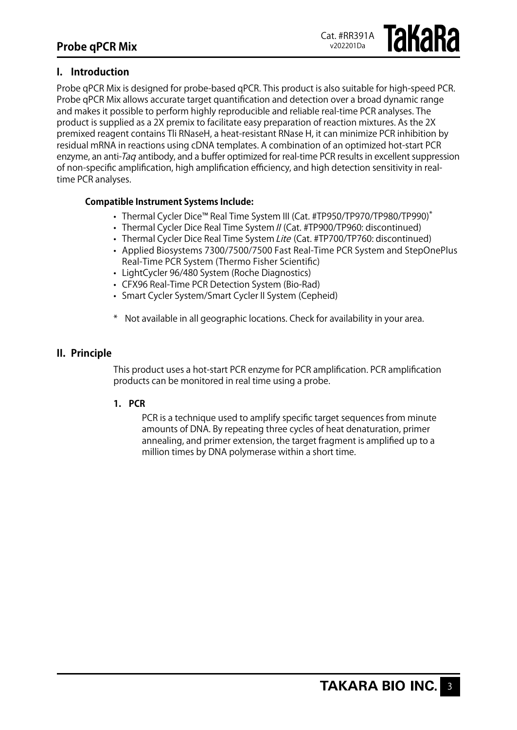## I. Introduction

Probe qPCR Mix is designed for probe-based qPCR. This product is also suitable for high-speed PCR. Probe qPCR Mix allows accurate target quantification and detection over a broad dynamic range and makes it possible to perform highly reproducible and reliable real-time PCR analyses. The product is supplied as a 2X premix to facilitate easy preparation of reaction mixtures. As the 2X premixed reagent contains Tli RNaseH, a heat-resistant RNase H, it can minimize PCR inhibition by residual mRNA in reactions using cDNA templates. A combination of an optimized hot-start PCR enzyme, an anti-*Taq* antibody, and a buffer optimized for real-time PCR results in excellent suppression of non-specific amplification, high amplification efficiency, and high detection sensitivity in real-time PCR analyses.

**Compatible Instrument Systems Include:**

- Thermal Cycler Dice™ Real Time System III (Cat. #TP950/TP970/TP980/TP990)*
- Thermal Cycler Dice Real Time System *II* (Cat. #TP900/TP960: discontinued)
- Thermal Cycler Dice Real Time System *Lite* (Cat. #TP700/TP760: discontinued)
- Applied Biosystems 7300/7500/7500 Fast Real-Time PCR System and StepOnePlus Real-Time PCR System (Thermo Fisher Scientific)
- LightCycler 96/480 System (Roche Diagnostics)
- CFX96 Real-Time PCR Detection System (Bio-Rad)
- Smart Cycler System/Smart Cycler II System (Cepheid)

\* Not available in all geographic locations. Check for availability in your area.

## II. Principle

This product uses a hot-start PCR enzyme for PCR amplification. PCR amplification products can be monitored in real time using a probe.

### 1. PCR

PCR is a technique used to amplify specific target sequences from minute amounts of DNA. By repeating three cycles of heat denaturation, primer annealing, and primer extension, the target fragment is amplified up to a million times by DNA polymerase within a short time.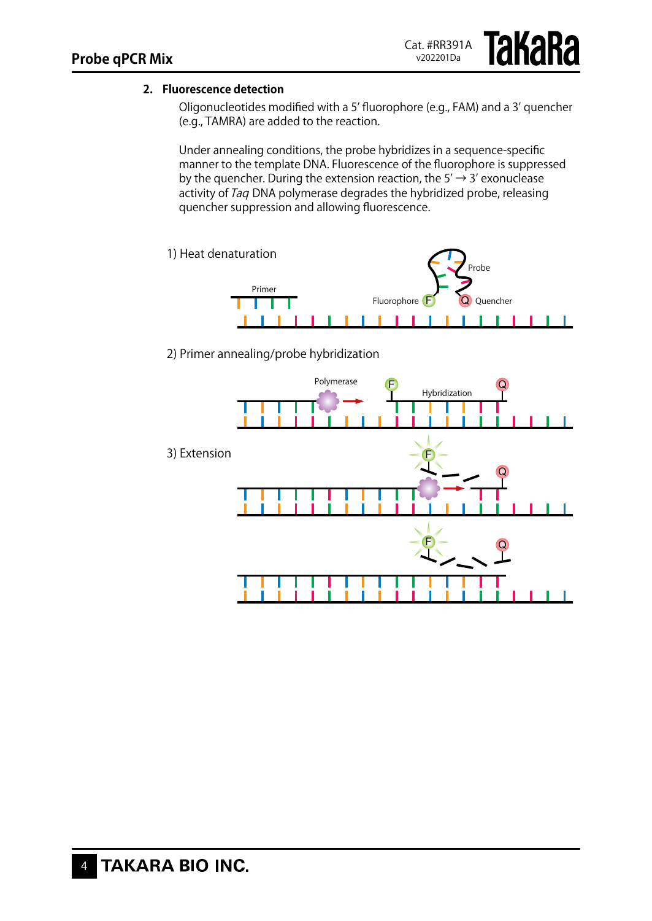## 2. Fluorescence detection

Oligonucleotides modified with a 5′ fluorophore (e.g., FAM) and a 3′ quencher (e.g., TAMRA) are added to the reaction.

Under annealing conditions, the probe hybridizes in a sequence-specific manner to the template DNA. Fluorescence of the fluorophore is suppressed by the quencher. During the extension reaction, the 5′ → 3′ exonuclease activity of *Taq* DNA polymerase degrades the hybridized probe, releasing quencher suppression and allowing fluorescence.

1) Heat denaturation

Primer

Probe

Fluorophore F

Q Quencher

2) Primer annealing/probe hybridization

Polymerase

F

Hybridization

Q

3) Extension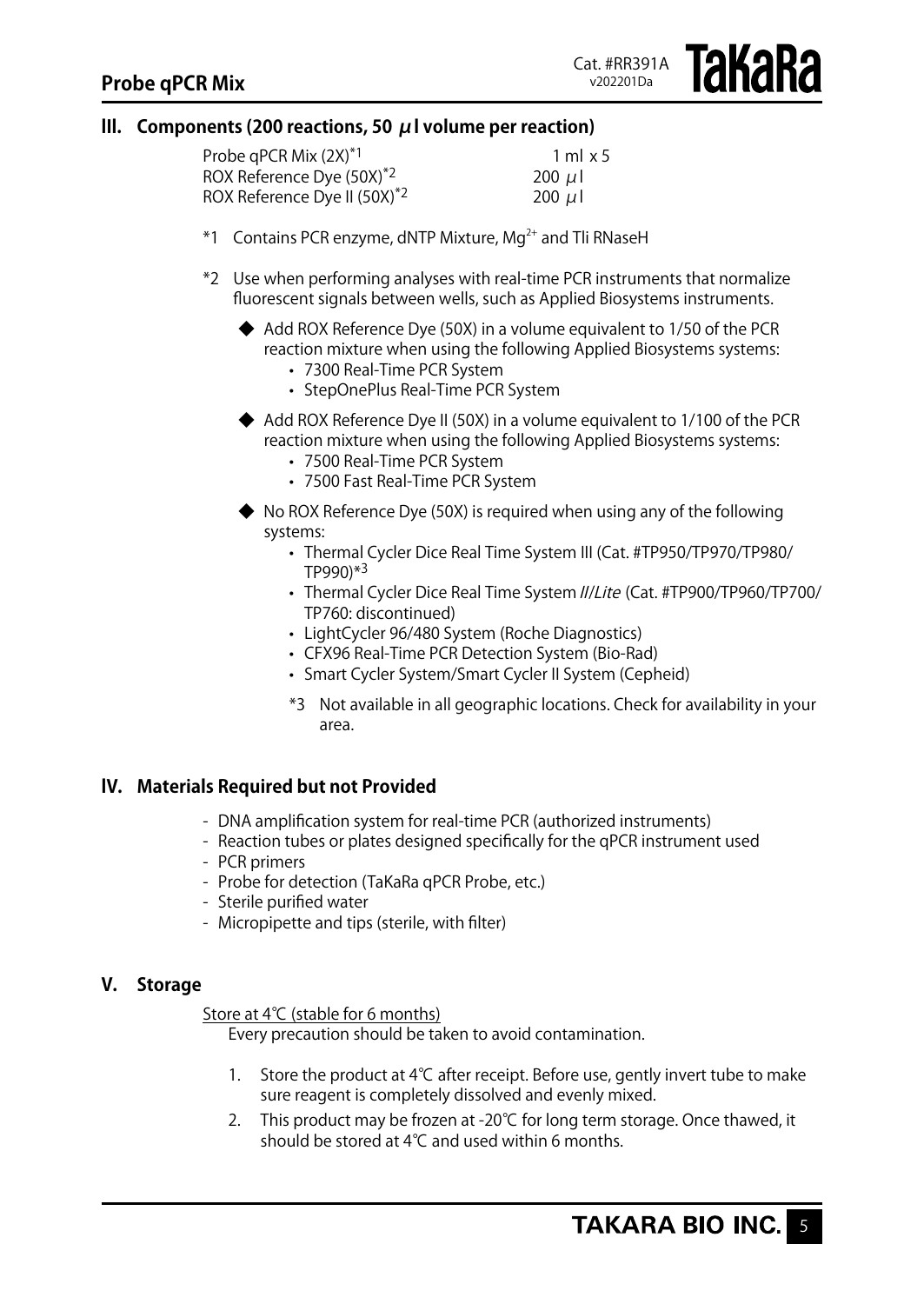## III. Components (200 reactions, 50 μl volume per reaction)

| | |
|---|---|
| Probe qPCR Mix (2X)*1 | 1 ml x 5 |
| ROX Reference Dye (50X)*2 | 200 μl |
| ROX Reference Dye II (50X)*2 | 200 μl |

*1 Contains PCR enzyme, dNTP Mixture, $Mg^{2+}$ and Tli RNaseH

*2 Use when performing analyses with real-time PCR instruments that normalize fluorescent signals between wells, such as Applied Biosystems instruments.

◆ Add ROX Reference Dye (50X) in a volume equivalent to 1/50 of the PCR reaction mixture when using the following Applied Biosystems systems:
- 7300 Real-Time PCR System
- StepOnePlus Real-Time PCR System

◆ Add ROX Reference Dye II (50X) in a volume equivalent to 1/100 of the PCR reaction mixture when using the following Applied Biosystems systems:
- 7500 Real-Time PCR System
- 7500 Fast Real-Time PCR System

◆ No ROX Reference Dye (50X) is required when using any of the following systems:
- Thermal Cycler Dice Real Time System III (Cat. #TP950/TP970/TP980/TP990)*3
- Thermal Cycler Dice Real Time System *II*/*Lite* (Cat. #TP900/TP960/TP700/TP760: discontinued)
- LightCycler 96/480 System (Roche Diagnostics)
- CFX96 Real-Time PCR Detection System (Bio-Rad)
- Smart Cycler System/Smart Cycler II System (Cepheid)

*3 Not available in all geographic locations. Check for availability in your area.

## IV. Materials Required but not Provided

- DNA amplification system for real-time PCR (authorized instruments)
- Reaction tubes or plates designed specifically for the qPCR instrument used
- PCR primers
- Probe for detection (TaKaRa qPCR Probe, etc.)
- Sterile purified water
- Micropipette and tips (sterile, with filter)

## V. Storage

Store at 4℃ (stable for 6 months)

Every precaution should be taken to avoid contamination.

1. Store the product at 4℃ after receipt. Before use, gently invert tube to make sure reagent is completely dissolved and evenly mixed.
2. This product may be frozen at -20℃ for long term storage. Once thawed, it should be stored at 4℃ and used within 6 months.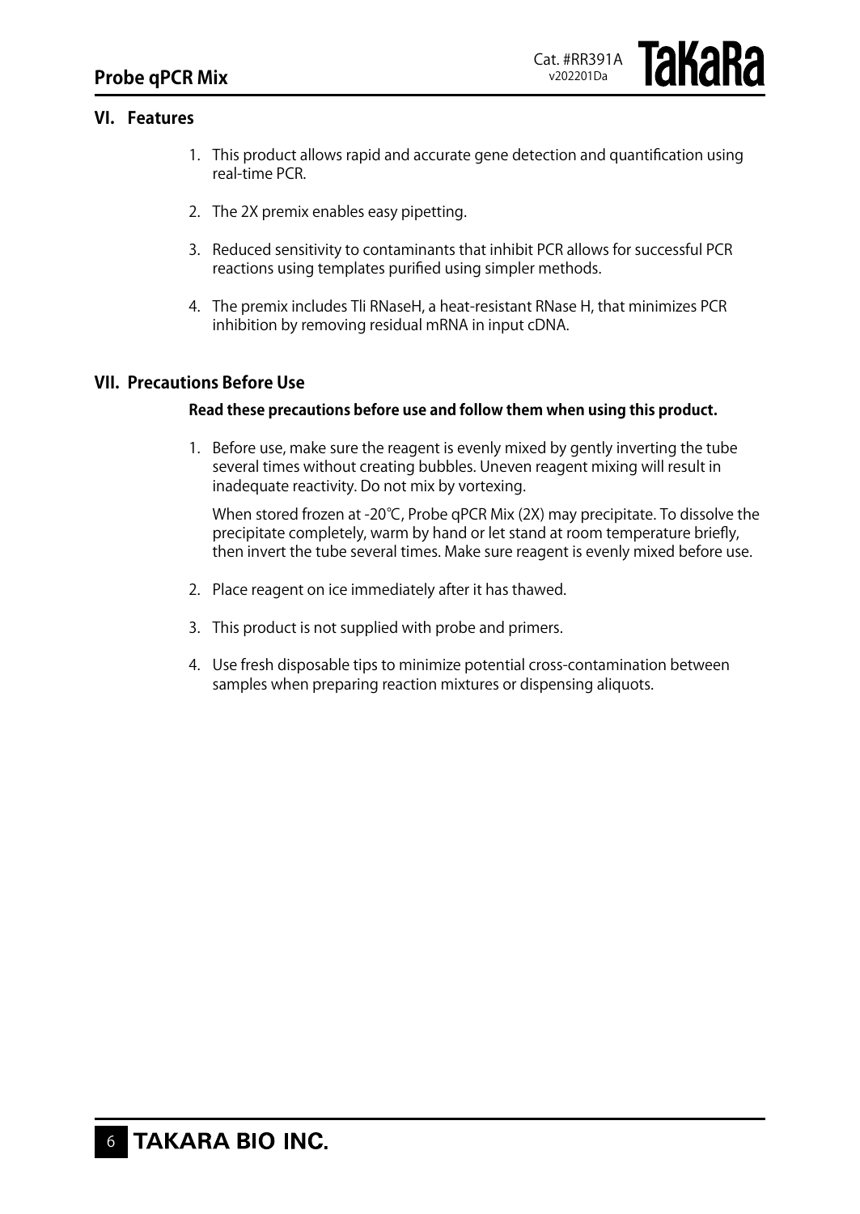## VI. Features

1. This product allows rapid and accurate gene detection and quantification using real-time PCR.
2. The 2X premix enables easy pipetting.
3. Reduced sensitivity to contaminants that inhibit PCR allows for successful PCR reactions using templates purified using simpler methods.
4. The premix includes Tli RNaseH, a heat-resistant RNase H, that minimizes PCR inhibition by removing residual mRNA in input cDNA.

## VII. Precautions Before Use

**Read these precautions before use and follow them when using this product.**

1. Before use, make sure the reagent is evenly mixed by gently inverting the tube several times without creating bubbles. Uneven reagent mixing will result in inadequate reactivity. Do not mix by vortexing.

   When stored frozen at -20℃, Probe qPCR Mix (2X) may precipitate. To dissolve the precipitate completely, warm by hand or let stand at room temperature briefly, then invert the tube several times. Make sure reagent is evenly mixed before use.

2. Place reagent on ice immediately after it has thawed.
3. This product is not supplied with probe and primers.
4. Use fresh disposable tips to minimize potential cross-contamination between samples when preparing reaction mixtures or dispensing aliquots.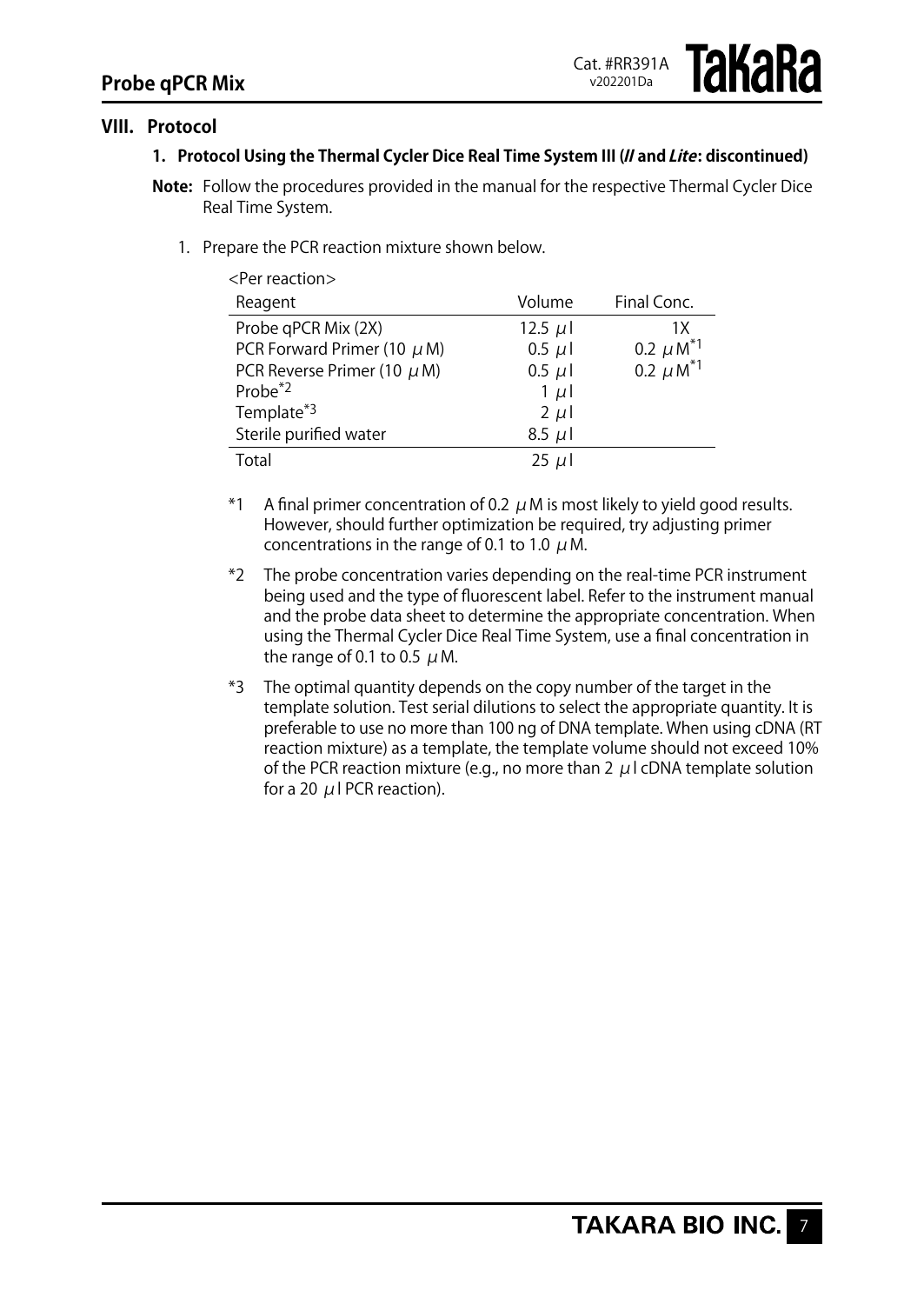## VIII. Protocol

### 1. Protocol Using the Thermal Cycler Dice Real Time System III (*II* and *Lite*: discontinued)

**Note:** Follow the procedures provided in the manual for the respective Thermal Cycler Dice Real Time System.

1. Prepare the PCR reaction mixture shown below.

<Per reaction>

| Reagent | Volume | Final Conc. |
|---|---|---|
| Probe qPCR Mix (2X) | 12.5 μl | 1X |
| PCR Forward Primer (10 μM) | 0.5 μl | 0.2 μM[*1] |
| PCR Reverse Primer (10 μM) | 0.5 μl | 0.2 μM[*1] |
| Probe[*2] | 1 μl | |
| Template[*3] | 2 μl | |
| Sterile purified water | 8.5 μl | |
| Total | 25 μl | |

*1 A final primer concentration of 0.2 μM is most likely to yield good results. However, should further optimization be required, try adjusting primer concentrations in the range of 0.1 to 1.0 μM.

*2 The probe concentration varies depending on the real-time PCR instrument being used and the type of fluorescent label. Refer to the instrument manual and the probe data sheet to determine the appropriate concentration. When using the Thermal Cycler Dice Real Time System, use a final concentration in the range of 0.1 to 0.5 μM.

*3 The optimal quantity depends on the copy number of the target in the template solution. Test serial dilutions to select the appropriate quantity. It is preferable to use no more than 100 ng of DNA template. When using cDNA (RT reaction mixture) as a template, the template volume should not exceed 10% of the PCR reaction mixture (e.g., no more than 2 μl cDNA template solution for a 20 μl PCR reaction).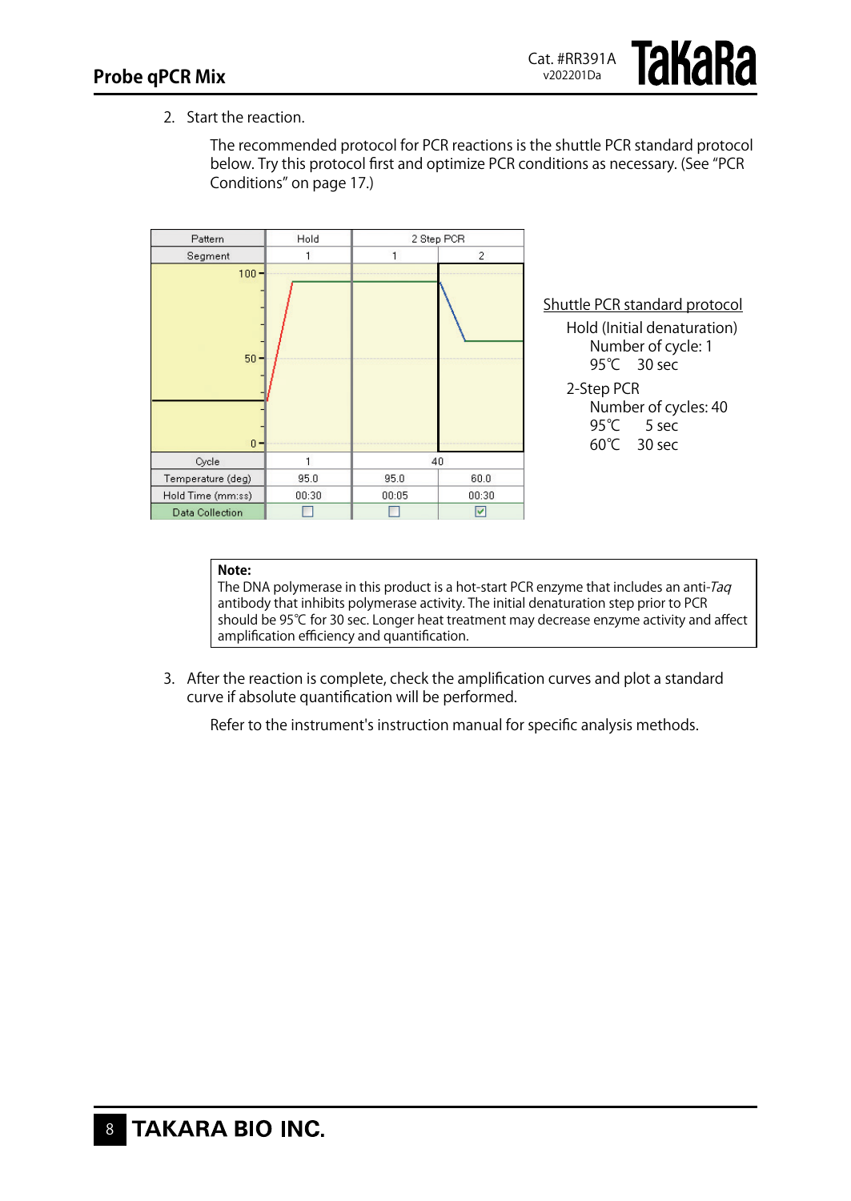2. Start the reaction.

   The recommended protocol for PCR reactions is the shuttle PCR standard protocol below. Try this protocol first and optimize PCR conditions as necessary. (See "PCR Conditions" on page 17.)

| Pattern | Hold | 2 Step PCR | |
|---|---|---|---|
| Segment | 1 | 1 | 2 |
| Cycle | 1 | 40 | |
| Temperature (deg) | 95.0 | 95.0 | 60.0 |
| Hold Time (mm:ss) | 00:30 | 00:05 | 00:30 |
| Data Collection | ☐ | ☐ | ☑ |

Shuttle PCR standard protocol

- Hold (Initial denaturation)
  - Number of cycle: 1
  - 95℃ 30 sec
- 2-Step PCR
  - Number of cycles: 40
  - 95℃ 5 sec
  - 60℃ 30 sec

> **Note:**
> The DNA polymerase in this product is a hot-start PCR enzyme that includes an anti-*Taq* antibody that inhibits polymerase activity. The initial denaturation step prior to PCR should be 95℃ for 30 sec. Longer heat treatment may decrease enzyme activity and affect amplification efficiency and quantification.

3. After the reaction is complete, check the amplification curves and plot a standard curve if absolute quantification will be performed.

   Refer to the instrument's instruction manual for specific analysis methods.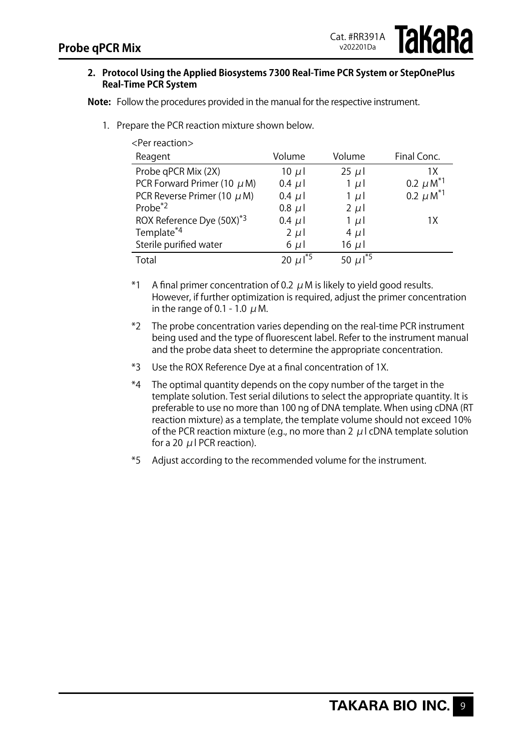**2. Protocol Using the Applied Biosystems 7300 Real-Time PCR System or StepOnePlus Real-Time PCR System**

**Note:** Follow the procedures provided in the manual for the respective instrument.

1. Prepare the PCR reaction mixture shown below.

<Per reaction>

| Reagent | Volume | Volume | Final Conc. |
|---|---|---|---|
| Probe qPCR Mix (2X) | 10 μl | 25 μl | 1X |
| PCR Forward Primer (10 μM) | 0.4 μl | 1 μl | 0.2 μM[*1] |
| PCR Reverse Primer (10 μM) | 0.4 μl | 1 μl | 0.2 μM[*1] |
| Probe[*2] | 0.8 μl | 2 μl | |
| ROX Reference Dye (50X)[*3] | 0.4 μl | 1 μl | 1X |
| Template[*4] | 2 μl | 4 μl | |
| Sterile purified water | 6 μl | 16 μl | |
| Total | 20 μl[*5] | 50 μl[*5] | |

*1 A final primer concentration of 0.2 μM is likely to yield good results. However, if further optimization is required, adjust the primer concentration in the range of 0.1 - 1.0 μM.

*2 The probe concentration varies depending on the real-time PCR instrument being used and the type of fluorescent label. Refer to the instrument manual and the probe data sheet to determine the appropriate concentration.

*3 Use the ROX Reference Dye at a final concentration of 1X.

*4 The optimal quantity depends on the copy number of the target in the template solution. Test serial dilutions to select the appropriate quantity. It is preferable to use no more than 100 ng of DNA template. When using cDNA (RT reaction mixture) as a template, the template volume should not exceed 10% of the PCR reaction mixture (e.g., no more than 2 μl cDNA template solution for a 20 μl PCR reaction).

*5 Adjust according to the recommended volume for the instrument.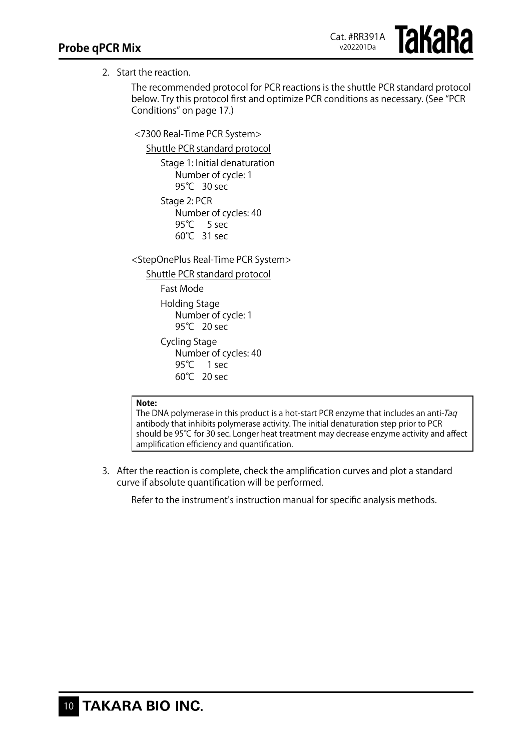2. Start the reaction.

   The recommended protocol for PCR reactions is the shuttle PCR standard protocol below. Try this protocol first and optimize PCR conditions as necessary. (See "PCR Conditions" on page 17.)

   <7300 Real-Time PCR System>

   Shuttle PCR standard protocol

   Stage 1: Initial denaturation
   Number of cycle: 1
   95℃ 30 sec

   Stage 2: PCR
   Number of cycles: 40
   95℃ 5 sec
   60℃ 31 sec

   <StepOnePlus Real-Time PCR System>

   Shuttle PCR standard protocol

   Fast Mode

   Holding Stage
   Number of cycle: 1
   95℃ 20 sec

   Cycling Stage
   Number of cycles: 40
   95℃ 1 sec
   60℃ 20 sec

   **Note:**
   The DNA polymerase in this product is a hot-start PCR enzyme that includes an anti-*Taq* antibody that inhibits polymerase activity. The initial denaturation step prior to PCR should be 95℃ for 30 sec. Longer heat treatment may decrease enzyme activity and affect amplification efficiency and quantification.

3. After the reaction is complete, check the amplification curves and plot a standard curve if absolute quantification will be performed.

   Refer to the instrument's instruction manual for specific analysis methods.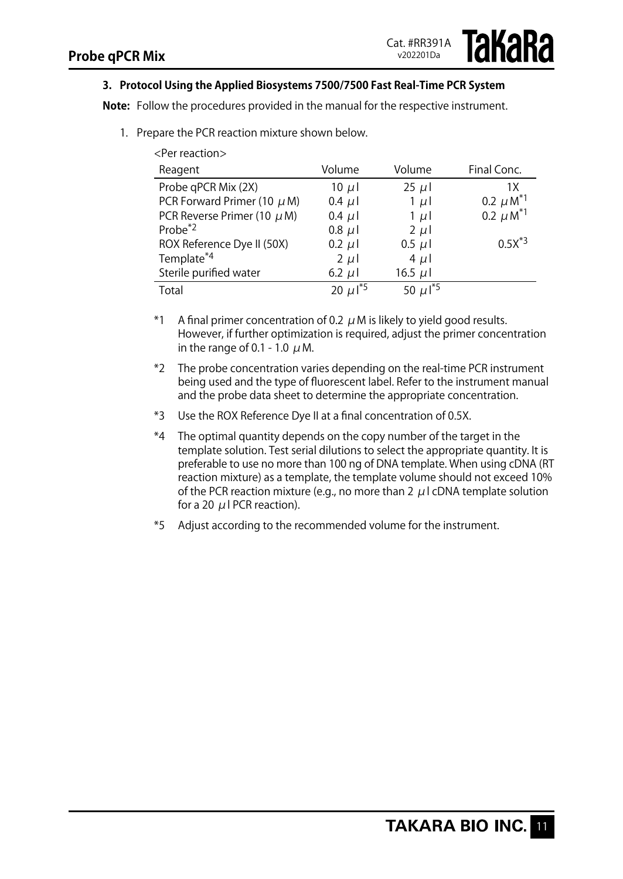### 3. Protocol Using the Applied Biosystems 7500/7500 Fast Real-Time PCR System

**Note:** Follow the procedures provided in the manual for the respective instrument.

1. Prepare the PCR reaction mixture shown below.

<Per reaction>

| Reagent | Volume | Volume | Final Conc. |
|---|---|---|---|
| Probe qPCR Mix (2X) | 10 μl | 25 μl | 1X |
| PCR Forward Primer (10 μM) | 0.4 μl | 1 μl | 0.2 μM[*1] |
| PCR Reverse Primer (10 μM) | 0.4 μl | 1 μl | 0.2 μM[*1] |
| Probe[*2] | 0.8 μl | 2 μl | |
| ROX Reference Dye II (50X) | 0.2 μl | 0.5 μl | 0.5X[*3] |
| Template[*4] | 2 μl | 4 μl | |
| Sterile purified water | 6.2 μl | 16.5 μl | |
| Total | 20 μl[*5] | 50 μl[*5] | |

*1 A final primer concentration of 0.2 μM is likely to yield good results. However, if further optimization is required, adjust the primer concentration in the range of 0.1 - 1.0 μM.

*2 The probe concentration varies depending on the real-time PCR instrument being used and the type of fluorescent label. Refer to the instrument manual and the probe data sheet to determine the appropriate concentration.

*3 Use the ROX Reference Dye II at a final concentration of 0.5X.

*4 The optimal quantity depends on the copy number of the target in the template solution. Test serial dilutions to select the appropriate quantity. It is preferable to use no more than 100 ng of DNA template. When using cDNA (RT reaction mixture) as a template, the template volume should not exceed 10% of the PCR reaction mixture (e.g., no more than 2 μl cDNA template solution for a 20 μl PCR reaction).

*5 Adjust according to the recommended volume for the instrument.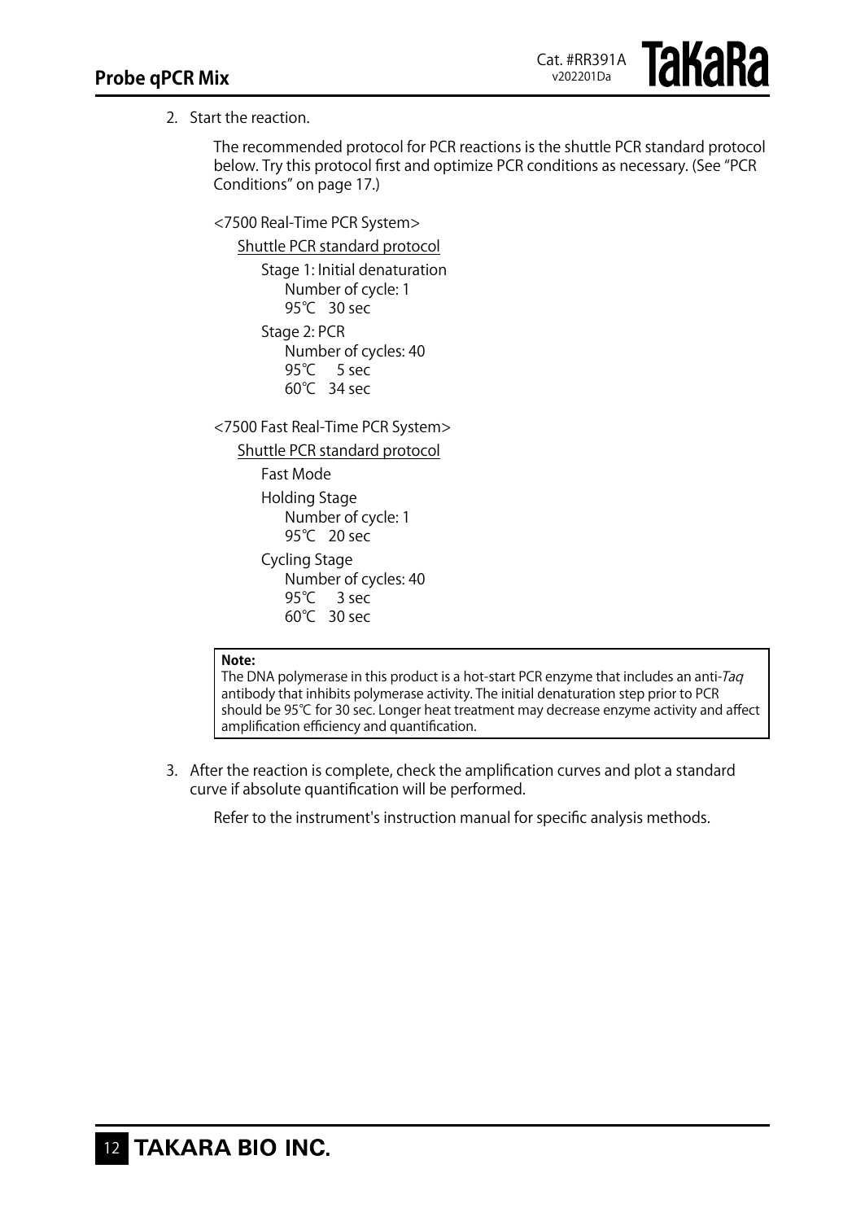2. Start the reaction.

   The recommended protocol for PCR reactions is the shuttle PCR standard protocol below. Try this protocol first and optimize PCR conditions as necessary. (See "PCR Conditions" on page 17.)

   <7500 Real-Time PCR System>

   Shuttle PCR standard protocol

   Stage 1: Initial denaturation
   Number of cycle: 1
   95℃ 30 sec

   Stage 2: PCR
   Number of cycles: 40
   95℃ 5 sec
   60℃ 34 sec

   <7500 Fast Real-Time PCR System>

   Shuttle PCR standard protocol

   Fast Mode

   Holding Stage
   Number of cycle: 1
   95℃ 20 sec

   Cycling Stage
   Number of cycles: 40
   95℃ 3 sec
   60℃ 30 sec

   **Note:**
   The DNA polymerase in this product is a hot-start PCR enzyme that includes an anti-*Taq* antibody that inhibits polymerase activity. The initial denaturation step prior to PCR should be 95℃ for 30 sec. Longer heat treatment may decrease enzyme activity and affect amplification efficiency and quantification.

3. After the reaction is complete, check the amplification curves and plot a standard curve if absolute quantification will be performed.

   Refer to the instrument's instruction manual for specific analysis methods.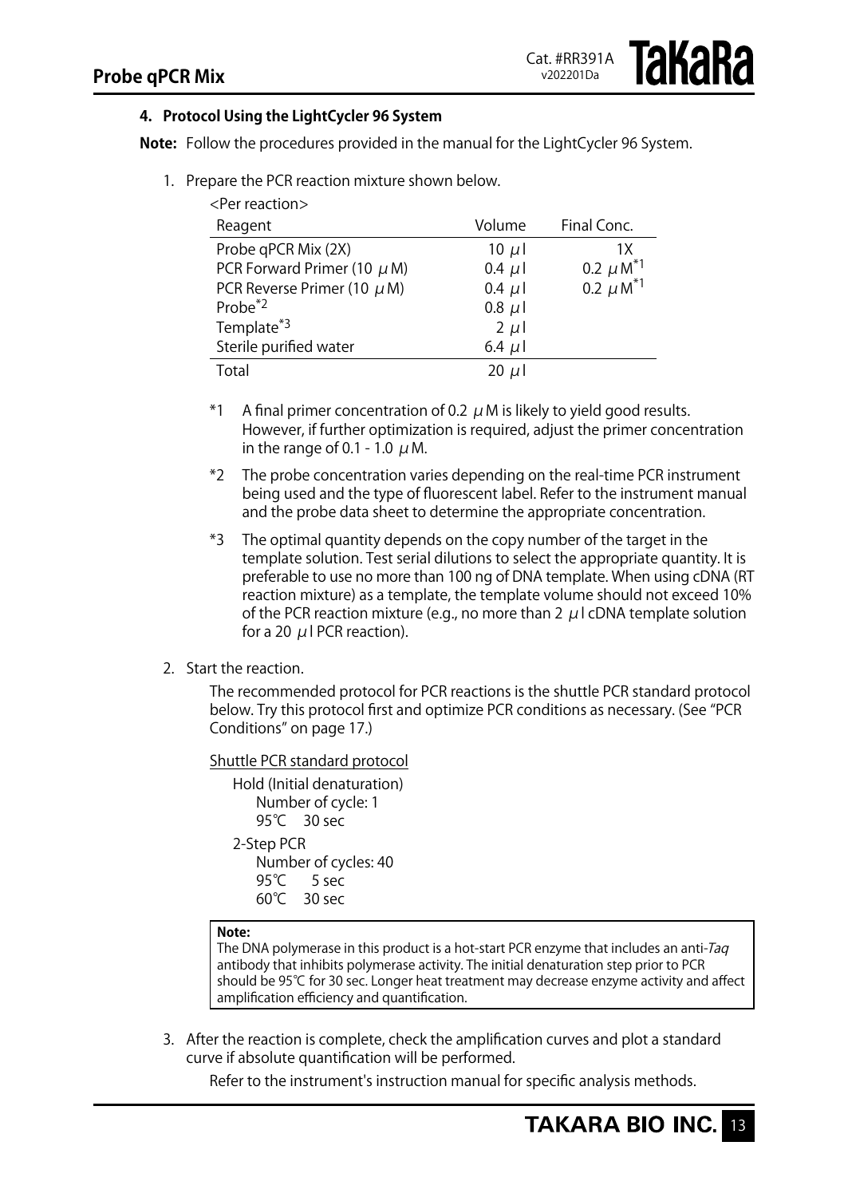## 4. Protocol Using the LightCycler 96 System

**Note:** Follow the procedures provided in the manual for the LightCycler 96 System.

1. Prepare the PCR reaction mixture shown below.

<Per reaction>

| Reagent | Volume | Final Conc. |
|---|---|---|
| Probe qPCR Mix (2X) | 10 μl | 1X |
| PCR Forward Primer (10 μM) | 0.4 μl | 0.2 μM*1 |
| PCR Reverse Primer (10 μM) | 0.4 μl | 0.2 μM*1 |
| Probe*2 | 0.8 μl | |
| Template*3 | 2 μl | |
| Sterile purified water | 6.4 μl | |
| Total | 20 μl | |

*1 A final primer concentration of 0.2 μM is likely to yield good results. However, if further optimization is required, adjust the primer concentration in the range of 0.1 - 1.0 μM.

*2 The probe concentration varies depending on the real-time PCR instrument being used and the type of fluorescent label. Refer to the instrument manual and the probe data sheet to determine the appropriate concentration.

*3 The optimal quantity depends on the copy number of the target in the template solution. Test serial dilutions to select the appropriate quantity. It is preferable to use no more than 100 ng of DNA template. When using cDNA (RT reaction mixture) as a template, the template volume should not exceed 10% of the PCR reaction mixture (e.g., no more than 2 μl cDNA template solution for a 20 μl PCR reaction).

2. Start the reaction.

The recommended protocol for PCR reactions is the shuttle PCR standard protocol below. Try this protocol first and optimize PCR conditions as necessary. (See "PCR Conditions" on page 17.)

<u>Shuttle PCR standard protocol</u>

Hold (Initial denaturation)
Number of cycle: 1
95℃ 30 sec

2-Step PCR
Number of cycles: 40
95℃ 5 sec
60℃ 30 sec

> **Note:**
> The DNA polymerase in this product is a hot-start PCR enzyme that includes an anti-*Taq* antibody that inhibits polymerase activity. The initial denaturation step prior to PCR should be 95℃ for 30 sec. Longer heat treatment may decrease enzyme activity and affect amplification efficiency and quantification.

3. After the reaction is complete, check the amplification curves and plot a standard curve if absolute quantification will be performed.

Refer to the instrument's instruction manual for specific analysis methods.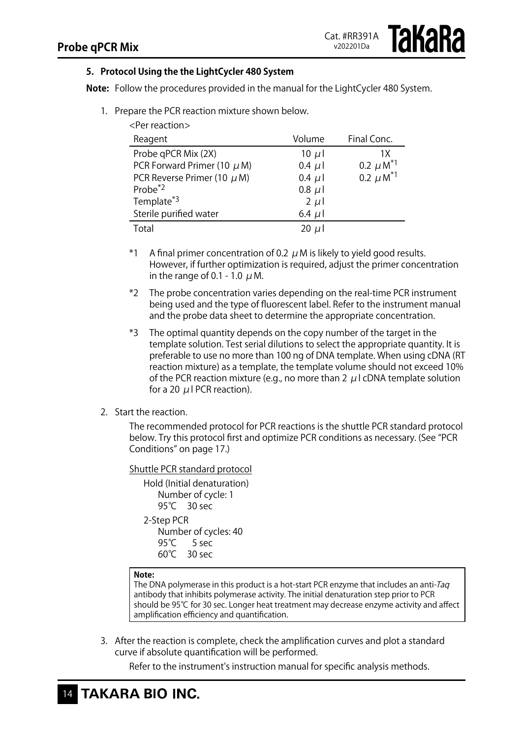### 5. Protocol Using the the LightCycler 480 System

**Note:** Follow the procedures provided in the manual for the LightCycler 480 System.

1. Prepare the PCR reaction mixture shown below.

<Per reaction>

| Reagent | Volume | Final Conc. |
|---|---|---|
| Probe qPCR Mix (2X) | 10 μl | 1X |
| PCR Forward Primer (10 μM) | 0.4 μl | 0.2 μM[*1] |
| PCR Reverse Primer (10 μM) | 0.4 μl | 0.2 μM[*1] |
| Probe[*2] | 0.8 μl | |
| Template[*3] | 2 μl | |
| Sterile purified water | 6.4 μl | |
| Total | 20 μl | |

*1 A final primer concentration of 0.2 μM is likely to yield good results. However, if further optimization is required, adjust the primer concentration in the range of 0.1 - 1.0 μM.

*2 The probe concentration varies depending on the real-time PCR instrument being used and the type of fluorescent label. Refer to the instrument manual and the probe data sheet to determine the appropriate concentration.

*3 The optimal quantity depends on the copy number of the target in the template solution. Test serial dilutions to select the appropriate quantity. It is preferable to use no more than 100 ng of DNA template. When using cDNA (RT reaction mixture) as a template, the template volume should not exceed 10% of the PCR reaction mixture (e.g., no more than 2 μl cDNA template solution for a 20 μl PCR reaction).

2. Start the reaction.

The recommended protocol for PCR reactions is the shuttle PCR standard protocol below. Try this protocol first and optimize PCR conditions as necessary. (See "PCR Conditions" on page 17.)

Shuttle PCR standard protocol

Hold (Initial denaturation)
Number of cycle: 1
95℃ 30 sec

2-Step PCR
Number of cycles: 40
95℃ 5 sec
60℃ 30 sec

**Note:**
The DNA polymerase in this product is a hot-start PCR enzyme that includes an anti-*Taq* antibody that inhibits polymerase activity. The initial denaturation step prior to PCR should be 95℃ for 30 sec. Longer heat treatment may decrease enzyme activity and affect amplification efficiency and quantification.

3. After the reaction is complete, check the amplification curves and plot a standard curve if absolute quantification will be performed.

Refer to the instrument's instruction manual for specific analysis methods.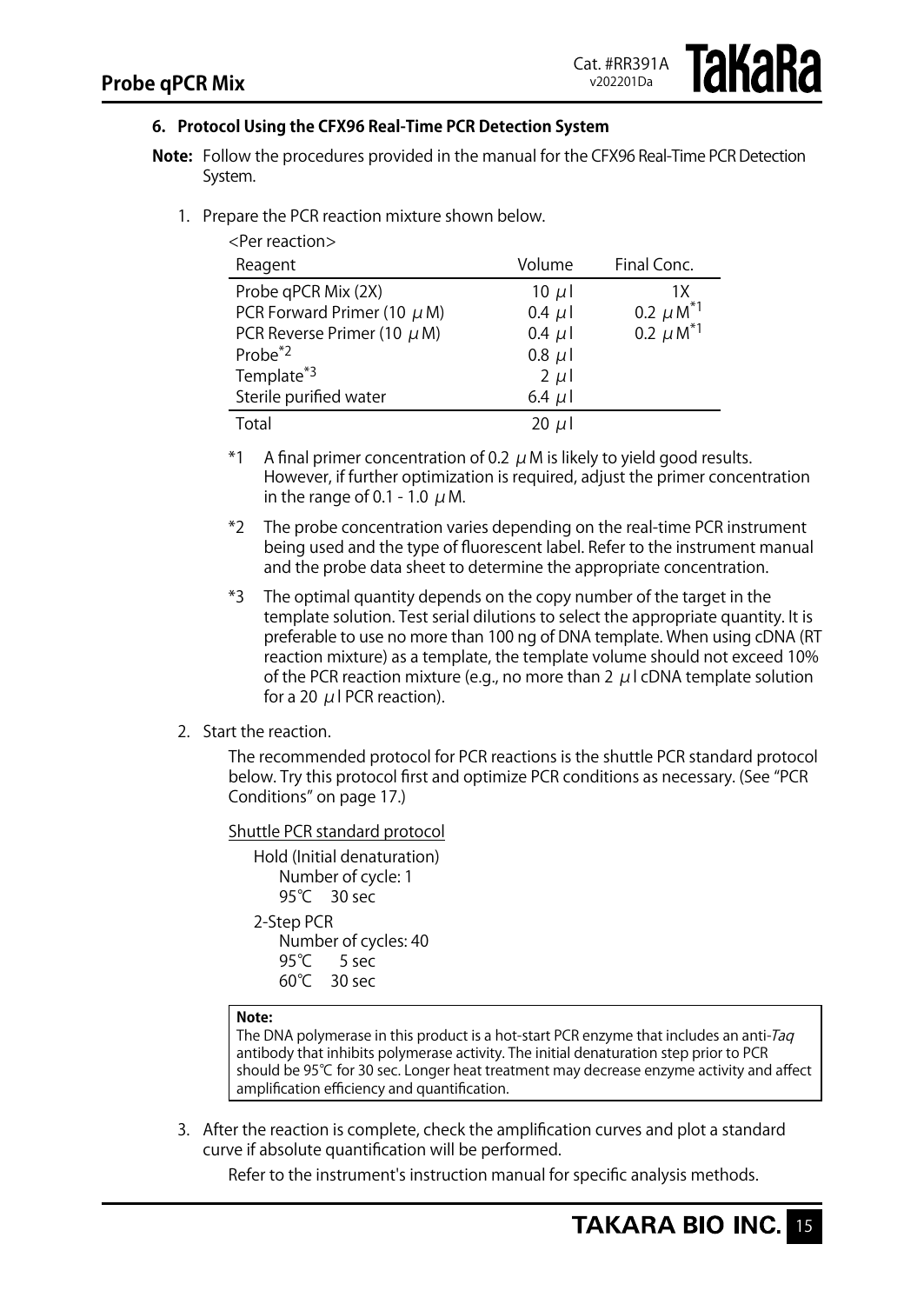### 6. Protocol Using the CFX96 Real-Time PCR Detection System

**Note:** Follow the procedures provided in the manual for the CFX96 Real-Time PCR Detection System.

1. Prepare the PCR reaction mixture shown below.

<Per reaction>

| Reagent | Volume | Final Conc. |
|---|---|---|
| Probe qPCR Mix (2X) | 10 μl | 1X |
| PCR Forward Primer (10 μM) | 0.4 μl | 0.2 μM[*1] |
| PCR Reverse Primer (10 μM) | 0.4 μl | 0.2 μM[*1] |
| Probe[*2] | 0.8 μl | |
| Template[*3] | 2 μl | |
| Sterile purified water | 6.4 μl | |
| Total | 20 μl | |

*1 A final primer concentration of 0.2 μM is likely to yield good results. However, if further optimization is required, adjust the primer concentration in the range of 0.1 - 1.0 μM.

*2 The probe concentration varies depending on the real-time PCR instrument being used and the type of fluorescent label. Refer to the instrument manual and the probe data sheet to determine the appropriate concentration.

*3 The optimal quantity depends on the copy number of the target in the template solution. Test serial dilutions to select the appropriate quantity. It is preferable to use no more than 100 ng of DNA template. When using cDNA (RT reaction mixture) as a template, the template volume should not exceed 10% of the PCR reaction mixture (e.g., no more than 2 μl cDNA template solution for a 20 μl PCR reaction).

2. Start the reaction.

The recommended protocol for PCR reactions is the shuttle PCR standard protocol below. Try this protocol first and optimize PCR conditions as necessary. (See "PCR Conditions" on page 17.)

<u>Shuttle PCR standard protocol</u>

Hold (Initial denaturation)
  Number of cycle: 1
  95℃ 30 sec

2-Step PCR
  Number of cycles: 40
  95℃ 5 sec
  60℃ 30 sec

**Note:**
The DNA polymerase in this product is a hot-start PCR enzyme that includes an anti-*Taq* antibody that inhibits polymerase activity. The initial denaturation step prior to PCR should be 95℃ for 30 sec. Longer heat treatment may decrease enzyme activity and affect amplification efficiency and quantification.

3. After the reaction is complete, check the amplification curves and plot a standard curve if absolute quantification will be performed.

Refer to the instrument's instruction manual for specific analysis methods.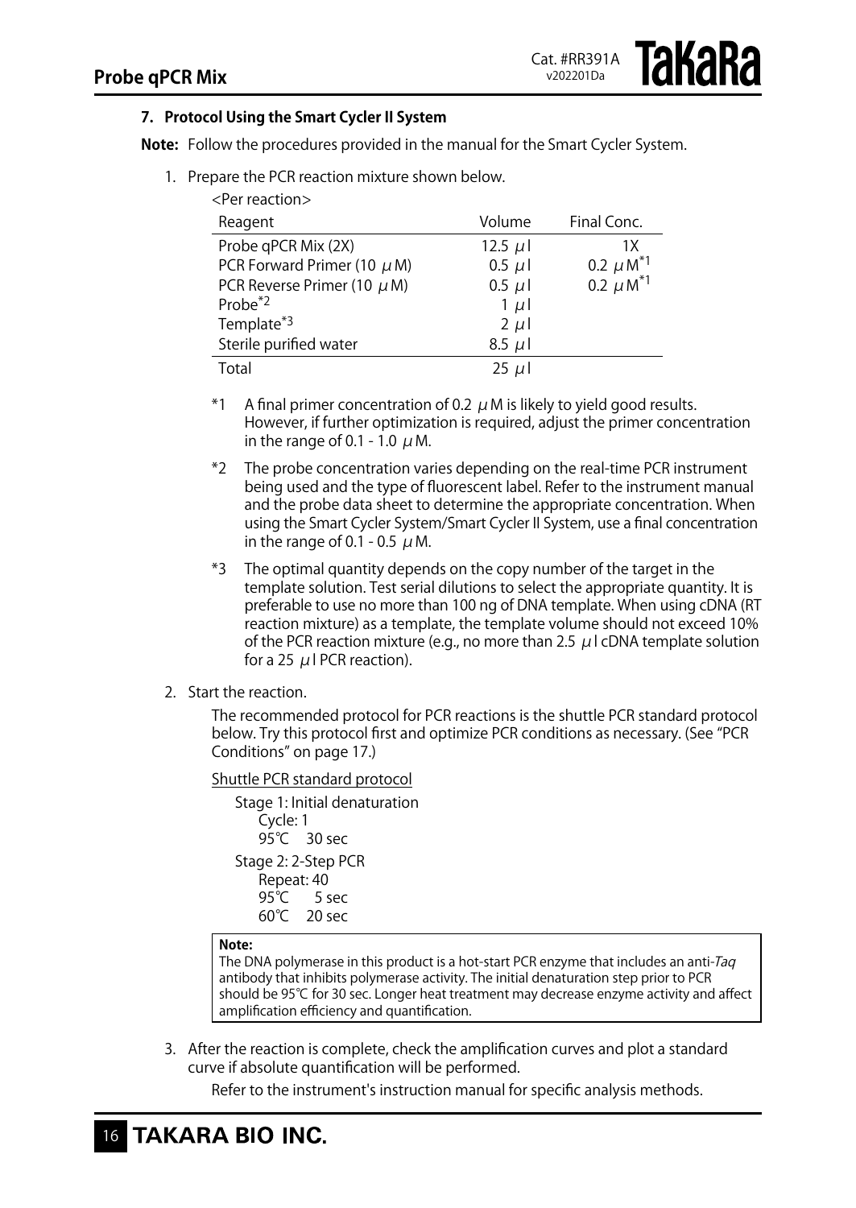### 7. Protocol Using the Smart Cycler II System

**Note:** Follow the procedures provided in the manual for the Smart Cycler System.

1. Prepare the PCR reaction mixture shown below.

<Per reaction>

| Reagent | Volume | Final Conc. |
|---|---|---|
| Probe qPCR Mix (2X) | 12.5 μl | 1X |
| PCR Forward Primer (10 μM) | 0.5 μl | 0.2 μM*1 |
| PCR Reverse Primer (10 μM) | 0.5 μl | 0.2 μM*1 |
| Probe*2 | 1 μl | |
| Template*3 | 2 μl | |
| Sterile purified water | 8.5 μl | |
| Total | 25 μl | |

*1 A final primer concentration of 0.2 μM is likely to yield good results. However, if further optimization is required, adjust the primer concentration in the range of 0.1 - 1.0 μM.

*2 The probe concentration varies depending on the real-time PCR instrument being used and the type of fluorescent label. Refer to the instrument manual and the probe data sheet to determine the appropriate concentration. When using the Smart Cycler System/Smart Cycler II System, use a final concentration in the range of 0.1 - 0.5 μM.

*3 The optimal quantity depends on the copy number of the target in the template solution. Test serial dilutions to select the appropriate quantity. It is preferable to use no more than 100 ng of DNA template. When using cDNA (RT reaction mixture) as a template, the template volume should not exceed 10% of the PCR reaction mixture (e.g., no more than 2.5 μl cDNA template solution for a 25 μl PCR reaction).

2. Start the reaction.

The recommended protocol for PCR reactions is the shuttle PCR standard protocol below. Try this protocol first and optimize PCR conditions as necessary. (See "PCR Conditions" on page 17.)

Shuttle PCR standard protocol

Stage 1: Initial denaturation
- Cycle: 1
- 95℃ 30 sec

Stage 2: 2-Step PCR
- Repeat: 40
- 95℃ 5 sec
- 60℃ 20 sec

**Note:**
The DNA polymerase in this product is a hot-start PCR enzyme that includes an anti-*Taq* antibody that inhibits polymerase activity. The initial denaturation step prior to PCR should be 95℃ for 30 sec. Longer heat treatment may decrease enzyme activity and affect amplification efficiency and quantification.

3. After the reaction is complete, check the amplification curves and plot a standard curve if absolute quantification will be performed.

Refer to the instrument's instruction manual for specific analysis methods.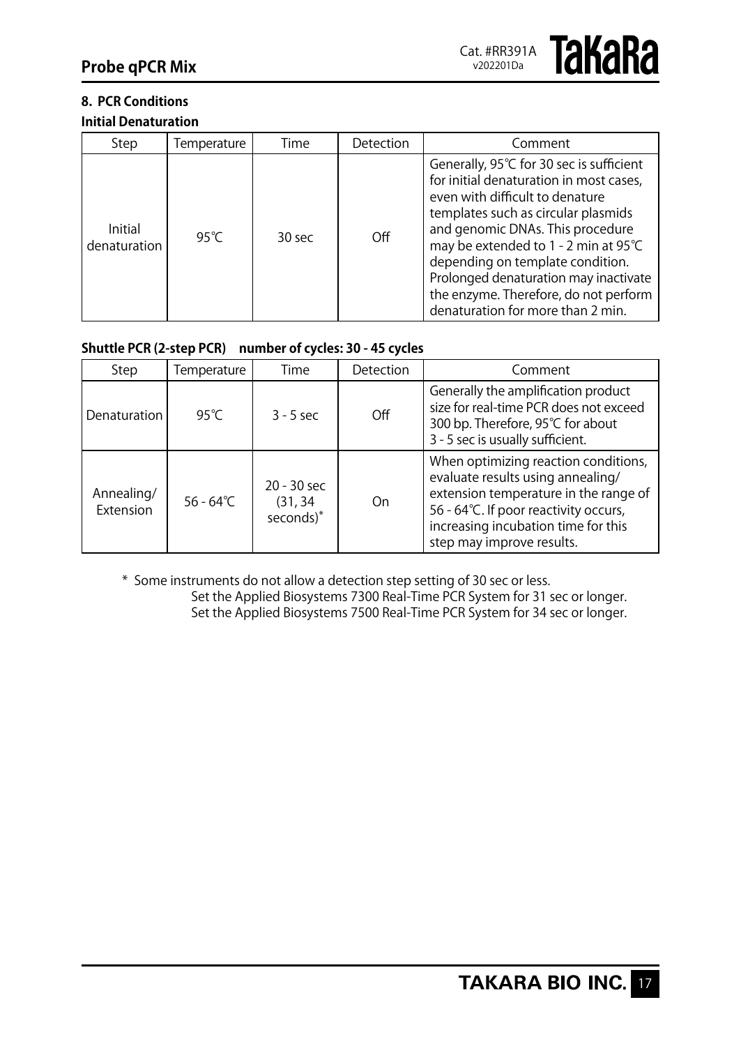## 8. PCR Conditions

### Initial Denaturation

| Step | Temperature | Time | Detection | Comment |
|---|---|---|---|---|
| Initial denaturation | 95℃ | 30 sec | Off | Generally, 95℃ for 30 sec is sufficient for initial denaturation in most cases, even with difficult to denature templates such as circular plasmids and genomic DNAs. This procedure may be extended to 1 - 2 min at 95℃ depending on template condition. Prolonged denaturation may inactivate the enzyme. Therefore, do not perform denaturation for more than 2 min. |

### Shuttle PCR (2-step PCR) number of cycles: 30 - 45 cycles

| Step | Temperature | Time | Detection | Comment |
|---|---|---|---|---|
| Denaturation | 95℃ | 3 - 5 sec | Off | Generally the amplification product size for real-time PCR does not exceed 300 bp. Therefore, 95℃ for about 3 - 5 sec is usually sufficient. |
| Annealing/ Extension | 56 - 64℃ | 20 - 30 sec (31, 34 seconds)* | On | When optimizing reaction conditions, evaluate results using annealing/ extension temperature in the range of 56 - 64℃. If poor reactivity occurs, increasing incubation time for this step may improve results. |

\* Some instruments do not allow a detection step setting of 30 sec or less.
Set the Applied Biosystems 7300 Real-Time PCR System for 31 sec or longer.
Set the Applied Biosystems 7500 Real-Time PCR System for 34 sec or longer.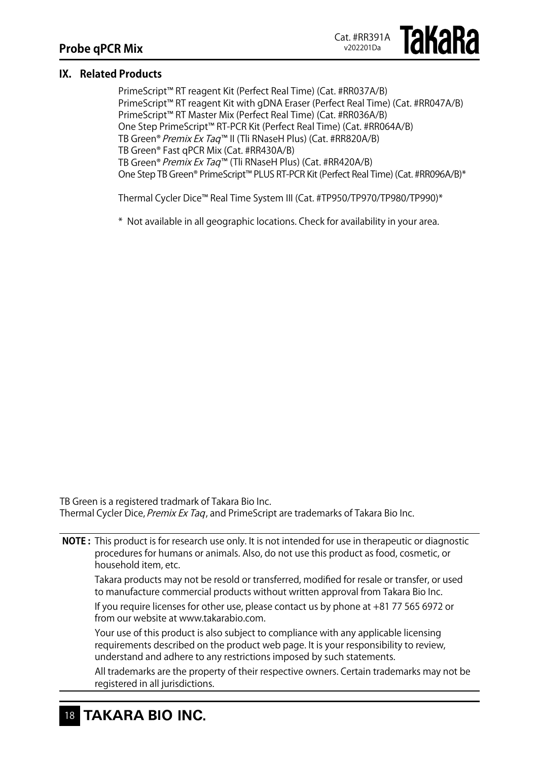## IX. Related Products

PrimeScript™ RT reagent Kit (Perfect Real Time) (Cat. #RR037A/B)
PrimeScript™ RT reagent Kit with gDNA Eraser (Perfect Real Time) (Cat. #RR047A/B)
PrimeScript™ RT Master Mix (Perfect Real Time) (Cat. #RR036A/B)
One Step PrimeScript™ RT-PCR Kit (Perfect Real Time) (Cat. #RR064A/B)
TB Green® *Premix Ex Taq*™ II (Tli RNaseH Plus) (Cat. #RR820A/B)
TB Green® Fast qPCR Mix (Cat. #RR430A/B)
TB Green® *Premix Ex Taq*™ (Tli RNaseH Plus) (Cat. #RR420A/B)
One Step TB Green® PrimeScript™ PLUS RT-PCR Kit (Perfect Real Time) (Cat. #RR096A/B)*

Thermal Cycler Dice™ Real Time System III (Cat. #TP950/TP970/TP980/TP990)*

\* Not available in all geographic locations. Check for availability in your area.

TB Green is a registered tradmark of Takara Bio Inc.
Thermal Cycler Dice, *Premix Ex Taq*, and PrimeScript are trademarks of Takara Bio Inc.

**NOTE :** This product is for research use only. It is not intended for use in therapeutic or diagnostic procedures for humans or animals. Also, do not use this product as food, cosmetic, or household item, etc.

Takara products may not be resold or transferred, modified for resale or transfer, or used to manufacture commercial products without written approval from Takara Bio Inc.

If you require licenses for other use, please contact us by phone at +81 77 565 6972 or from our website at www.takarabio.com.

Your use of this product is also subject to compliance with any applicable licensing requirements described on the product web page. It is your responsibility to review, understand and adhere to any restrictions imposed by such statements.

All trademarks are the property of their respective owners. Certain trademarks may not be registered in all jurisdictions.

**TAKARA BIO INC.**